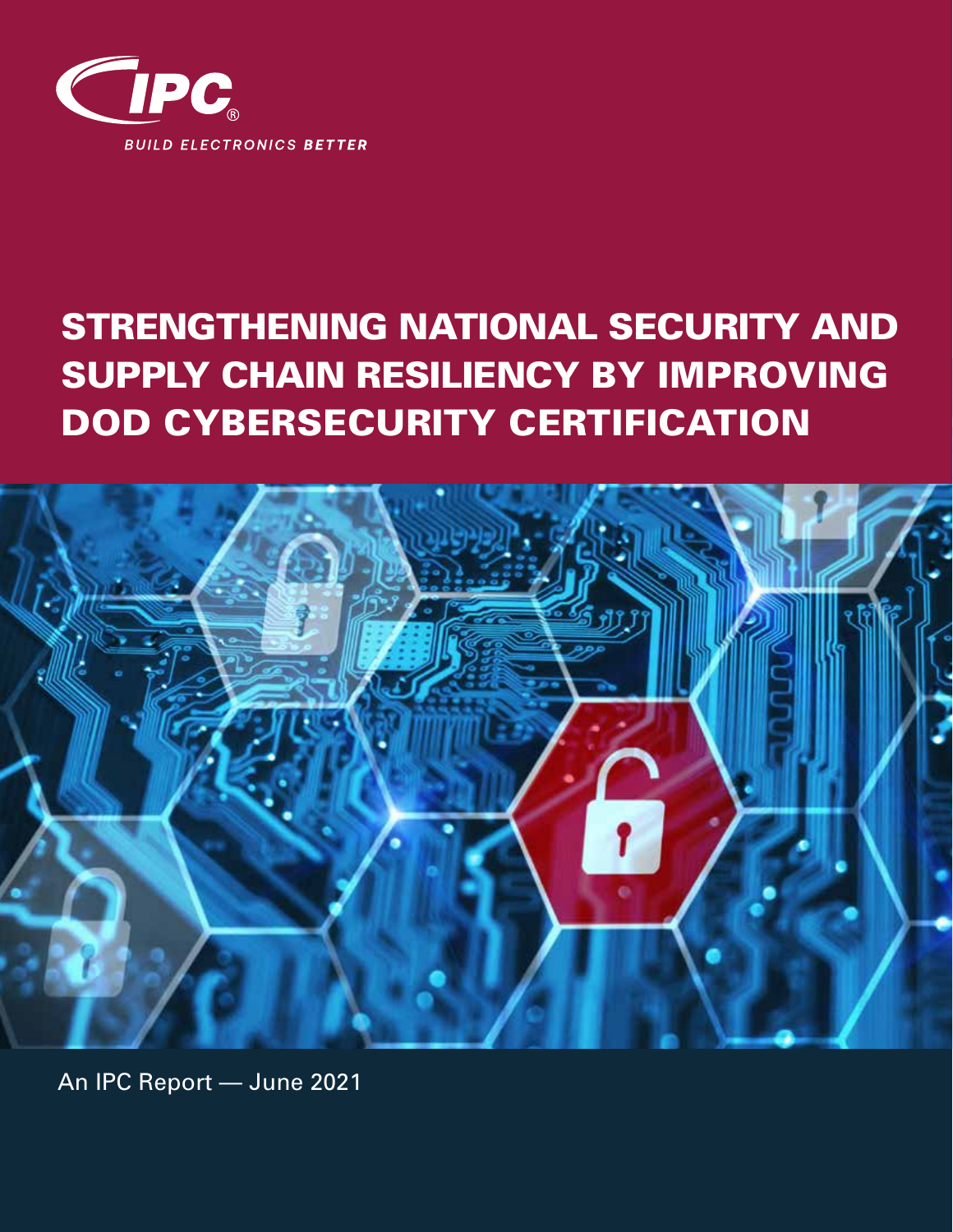IPC®

BUILD ELECTRONICS BETTER

# STRENGTHENING NATIONAL SECURITY AND SUPPLY CHAIN RESILIENCY BY IMPROVING DOD CYBERSECURITY CERTIFICATION

An IPC Report — June 2021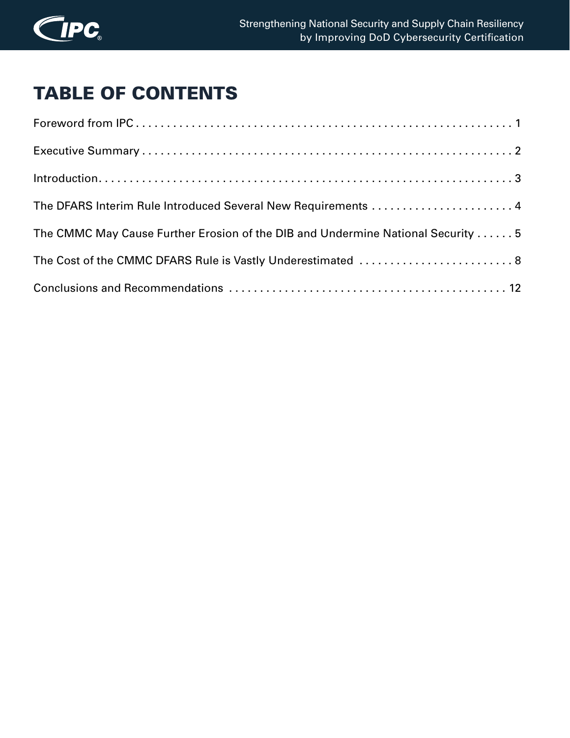# TABLE OF CONTENTS

Foreword from IPC . . . . . . . . . . . . . . . . . . . . . . . . . . . . . . . . . . . . . . . . . . . . . . . . . . . . . . . . . . . . 1

Executive Summary . . . . . . . . . . . . . . . . . . . . . . . . . . . . . . . . . . . . . . . . . . . . . . . . . . . . . . . . . . . 2

Introduction. . . . . . . . . . . . . . . . . . . . . . . . . . . . . . . . . . . . . . . . . . . . . . . . . . . . . . . . . . . . . . . . 3

The DFARS Interim Rule Introduced Several New Requirements . . . . . . . . . . . . . . . . . . . . . . . 4

The CMMC May Cause Further Erosion of the DIB and Undermine National Security . . . . . . 5

The Cost of the CMMC DFARS Rule is Vastly Underestimated . . . . . . . . . . . . . . . . . . . . . . . . . 8

Conclusions and Recommendations . . . . . . . . . . . . . . . . . . . . . . . . . . . . . . . . . . . . . . . . . . . . . 12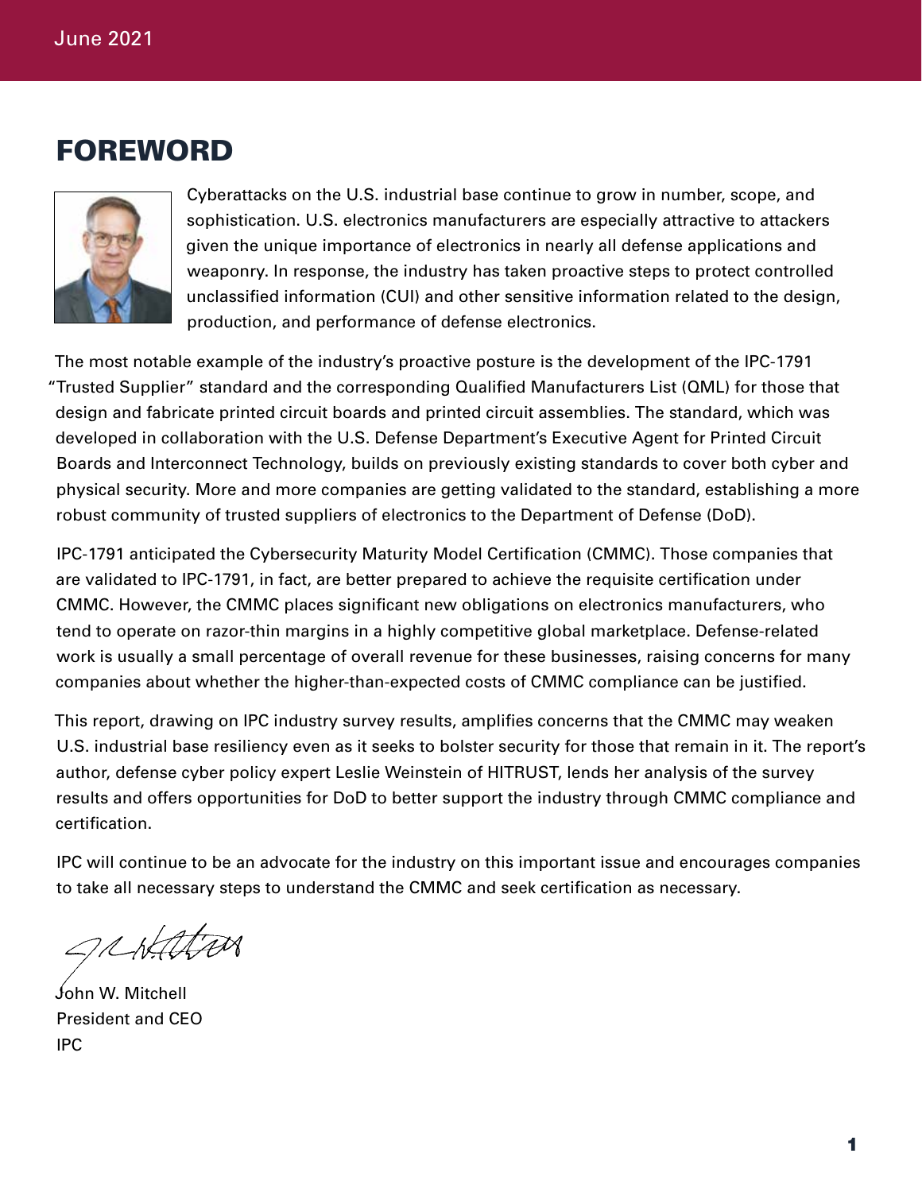# FOREWORD

Cyberattacks on the U.S. industrial base continue to grow in number, scope, and sophistication. U.S. electronics manufacturers are especially attractive to attackers given the unique importance of electronics in nearly all defense applications and weaponry. In response, the industry has taken proactive steps to protect controlled unclassified information (CUI) and other sensitive information related to the design, production, and performance of defense electronics.

The most notable example of the industry's proactive posture is the development of the IPC-1791 "Trusted Supplier" standard and the corresponding Qualified Manufacturers List (QML) for those that design and fabricate printed circuit boards and printed circuit assemblies. The standard, which was developed in collaboration with the U.S. Defense Department's Executive Agent for Printed Circuit Boards and Interconnect Technology, builds on previously existing standards to cover both cyber and physical security. More and more companies are getting validated to the standard, establishing a more robust community of trusted suppliers of electronics to the Department of Defense (DoD).

IPC-1791 anticipated the Cybersecurity Maturity Model Certification (CMMC). Those companies that are validated to IPC-1791, in fact, are better prepared to achieve the requisite certification under CMMC. However, the CMMC places significant new obligations on electronics manufacturers, who tend to operate on razor-thin margins in a highly competitive global marketplace. Defense-related work is usually a small percentage of overall revenue for these businesses, raising concerns for many companies about whether the higher-than-expected costs of CMMC compliance can be justified.

This report, drawing on IPC industry survey results, amplifies concerns that the CMMC may weaken U.S. industrial base resiliency even as it seeks to bolster security for those that remain in it. The report's author, defense cyber policy expert Leslie Weinstein of HITRUST, lends her analysis of the survey results and offers opportunities for DoD to better support the industry through CMMC compliance and certification.

IPC will continue to be an advocate for the industry on this important issue and encourages companies to take all necessary steps to understand the CMMC and seek certification as necessary.

John W. Mitchell
President and CEO
IPC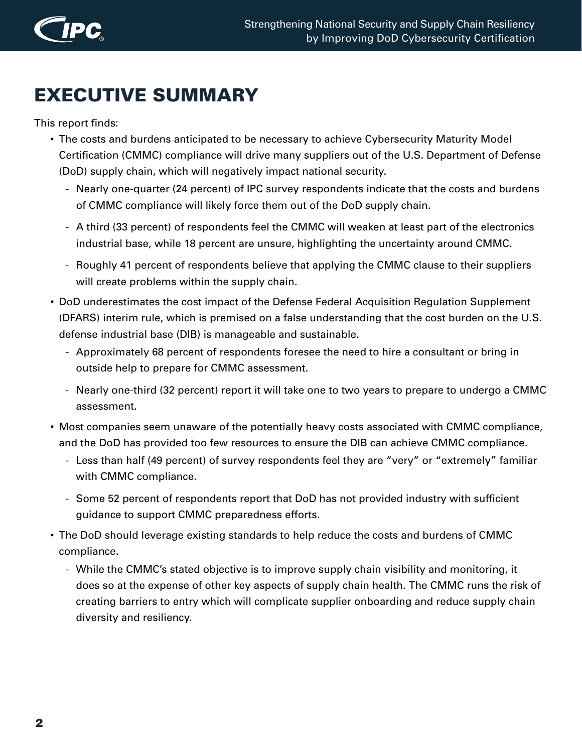# EXECUTIVE SUMMARY

This report finds:

- The costs and burdens anticipated to be necessary to achieve Cybersecurity Maturity Model Certification (CMMC) compliance will drive many suppliers out of the U.S. Department of Defense (DoD) supply chain, which will negatively impact national security.
  - Nearly one-quarter (24 percent) of IPC survey respondents indicate that the costs and burdens of CMMC compliance will likely force them out of the DoD supply chain.
  - A third (33 percent) of respondents feel the CMMC will weaken at least part of the electronics industrial base, while 18 percent are unsure, highlighting the uncertainty around CMMC.
  - Roughly 41 percent of respondents believe that applying the CMMC clause to their suppliers will create problems within the supply chain.
- DoD underestimates the cost impact of the Defense Federal Acquisition Regulation Supplement (DFARS) interim rule, which is premised on a false understanding that the cost burden on the U.S. defense industrial base (DIB) is manageable and sustainable.
  - Approximately 68 percent of respondents foresee the need to hire a consultant or bring in outside help to prepare for CMMC assessment.
  - Nearly one-third (32 percent) report it will take one to two years to prepare to undergo a CMMC assessment.
- Most companies seem unaware of the potentially heavy costs associated with CMMC compliance, and the DoD has provided too few resources to ensure the DIB can achieve CMMC compliance.
  - Less than half (49 percent) of survey respondents feel they are "very" or "extremely" familiar with CMMC compliance.
  - Some 52 percent of respondents report that DoD has not provided industry with sufficient guidance to support CMMC preparedness efforts.
- The DoD should leverage existing standards to help reduce the costs and burdens of CMMC compliance.
  - While the CMMC's stated objective is to improve supply chain visibility and monitoring, it does so at the expense of other key aspects of supply chain health. The CMMC runs the risk of creating barriers to entry which will complicate supplier onboarding and reduce supply chain diversity and resiliency.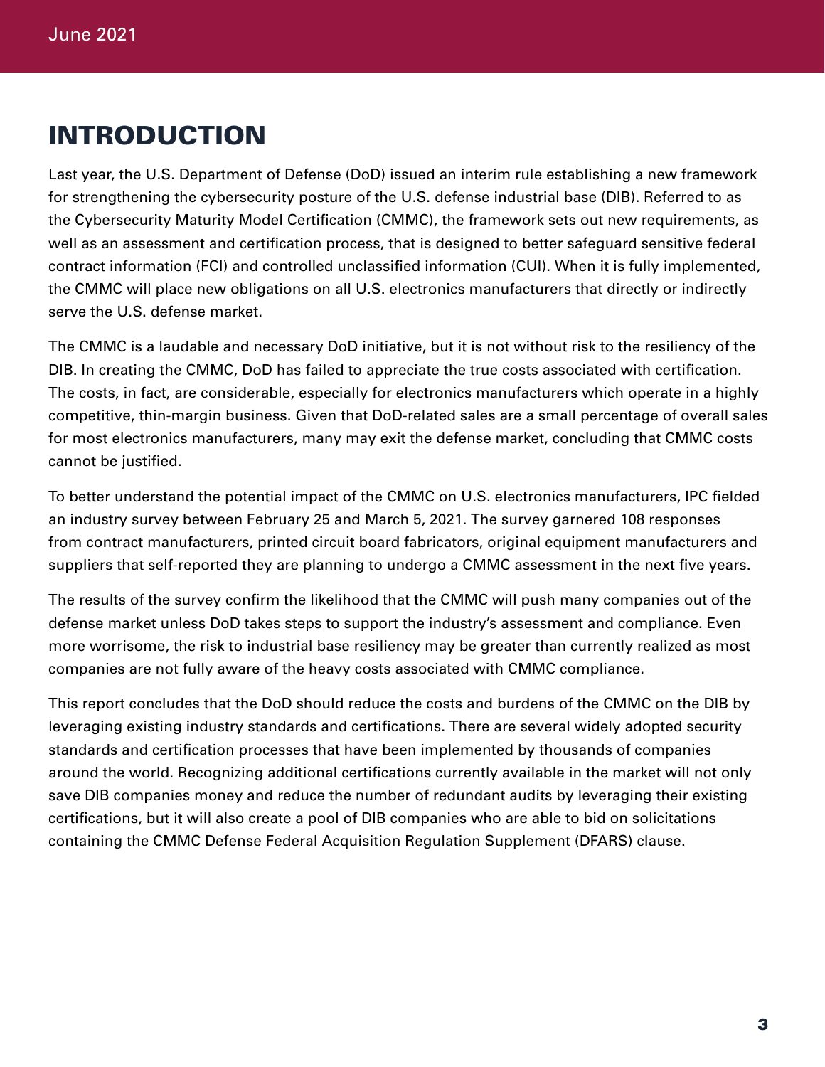# INTRODUCTION

Last year, the U.S. Department of Defense (DoD) issued an interim rule establishing a new framework for strengthening the cybersecurity posture of the U.S. defense industrial base (DIB). Referred to as the Cybersecurity Maturity Model Certification (CMMC), the framework sets out new requirements, as well as an assessment and certification process, that is designed to better safeguard sensitive federal contract information (FCI) and controlled unclassified information (CUI). When it is fully implemented, the CMMC will place new obligations on all U.S. electronics manufacturers that directly or indirectly serve the U.S. defense market.

The CMMC is a laudable and necessary DoD initiative, but it is not without risk to the resiliency of the DIB. In creating the CMMC, DoD has failed to appreciate the true costs associated with certification. The costs, in fact, are considerable, especially for electronics manufacturers which operate in a highly competitive, thin-margin business. Given that DoD-related sales are a small percentage of overall sales for most electronics manufacturers, many may exit the defense market, concluding that CMMC costs cannot be justified.

To better understand the potential impact of the CMMC on U.S. electronics manufacturers, IPC fielded an industry survey between February 25 and March 5, 2021. The survey garnered 108 responses from contract manufacturers, printed circuit board fabricators, original equipment manufacturers and suppliers that self-reported they are planning to undergo a CMMC assessment in the next five years.

The results of the survey confirm the likelihood that the CMMC will push many companies out of the defense market unless DoD takes steps to support the industry's assessment and compliance. Even more worrisome, the risk to industrial base resiliency may be greater than currently realized as most companies are not fully aware of the heavy costs associated with CMMC compliance.

This report concludes that the DoD should reduce the costs and burdens of the CMMC on the DIB by leveraging existing industry standards and certifications. There are several widely adopted security standards and certification processes that have been implemented by thousands of companies around the world. Recognizing additional certifications currently available in the market will not only save DIB companies money and reduce the number of redundant audits by leveraging their existing certifications, but it will also create a pool of DIB companies who are able to bid on solicitations containing the CMMC Defense Federal Acquisition Regulation Supplement (DFARS) clause.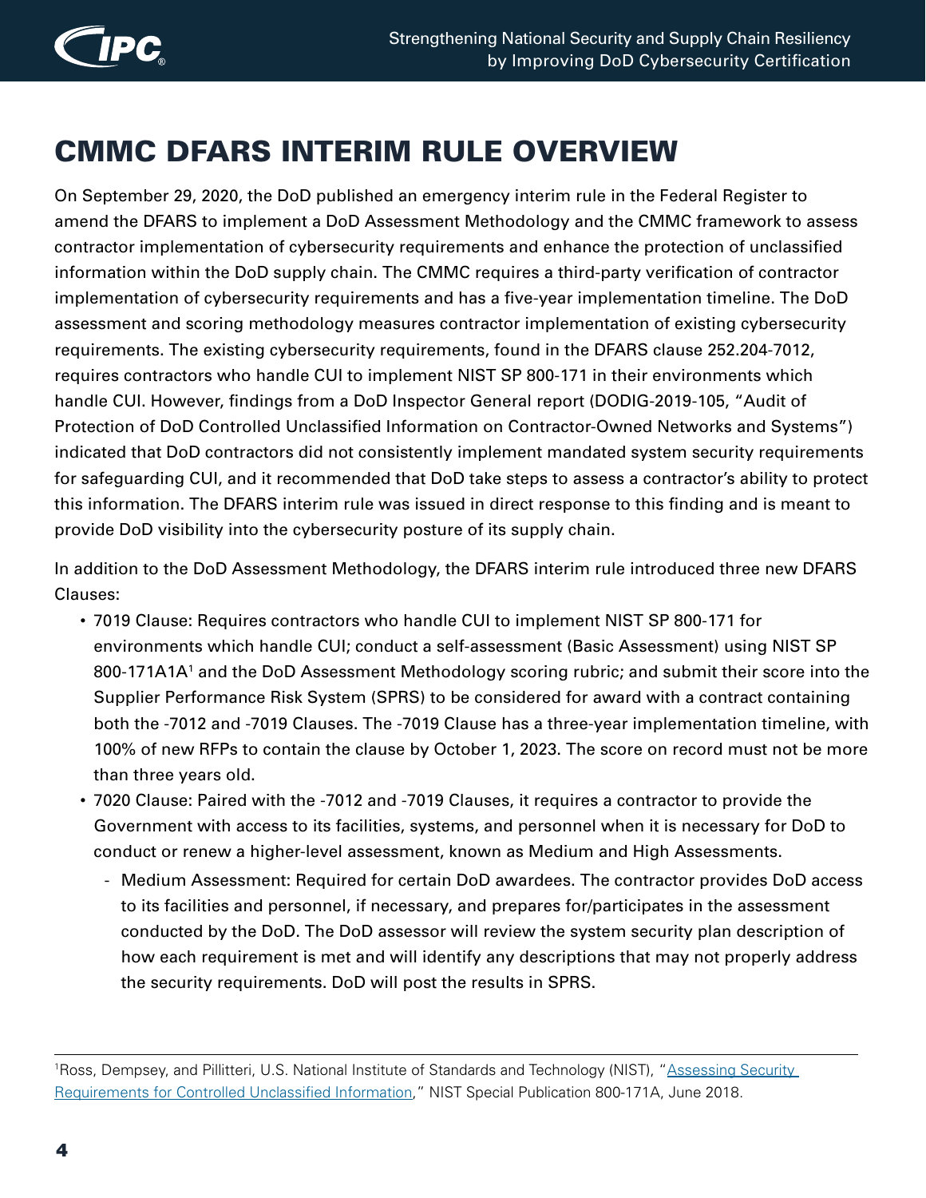# CMMC DFARS INTERIM RULE OVERVIEW

On September 29, 2020, the DoD published an emergency interim rule in the Federal Register to amend the DFARS to implement a DoD Assessment Methodology and the CMMC framework to assess contractor implementation of cybersecurity requirements and enhance the protection of unclassified information within the DoD supply chain. The CMMC requires a third-party verification of contractor implementation of cybersecurity requirements and has a five-year implementation timeline. The DoD assessment and scoring methodology measures contractor implementation of existing cybersecurity requirements. The existing cybersecurity requirements, found in the DFARS clause 252.204-7012, requires contractors who handle CUI to implement NIST SP 800-171 in their environments which handle CUI. However, findings from a DoD Inspector General report (DODIG-2019-105, "Audit of Protection of DoD Controlled Unclassified Information on Contractor-Owned Networks and Systems") indicated that DoD contractors did not consistently implement mandated system security requirements for safeguarding CUI, and it recommended that DoD take steps to assess a contractor's ability to protect this information. The DFARS interim rule was issued in direct response to this finding and is meant to provide DoD visibility into the cybersecurity posture of its supply chain.

In addition to the DoD Assessment Methodology, the DFARS interim rule introduced three new DFARS Clauses:

- 7019 Clause: Requires contractors who handle CUI to implement NIST SP 800-171 for environments which handle CUI; conduct a self-assessment (Basic Assessment) using NIST SP 800-171A1A[1] and the DoD Assessment Methodology scoring rubric; and submit their score into the Supplier Performance Risk System (SPRS) to be considered for award with a contract containing both the -7012 and -7019 Clauses. The -7019 Clause has a three-year implementation timeline, with 100% of new RFPs to contain the clause by October 1, 2023. The score on record must not be more than three years old.
- 7020 Clause: Paired with the -7012 and -7019 Clauses, it requires a contractor to provide the Government with access to its facilities, systems, and personnel when it is necessary for DoD to conduct or renew a higher-level assessment, known as Medium and High Assessments.
  - Medium Assessment: Required for certain DoD awardees. The contractor provides DoD access to its facilities and personnel, if necessary, and prepares for/participates in the assessment conducted by the DoD. The DoD assessor will review the system security plan description of how each requirement is met and will identify any descriptions that may not properly address the security requirements. DoD will post the results in SPRS.

---

[1]Ross, Dempsey, and Pillitteri, U.S. National Institute of Standards and Technology (NIST), "Assessing Security Requirements for Controlled Unclassified Information," NIST Special Publication 800-171A, June 2018.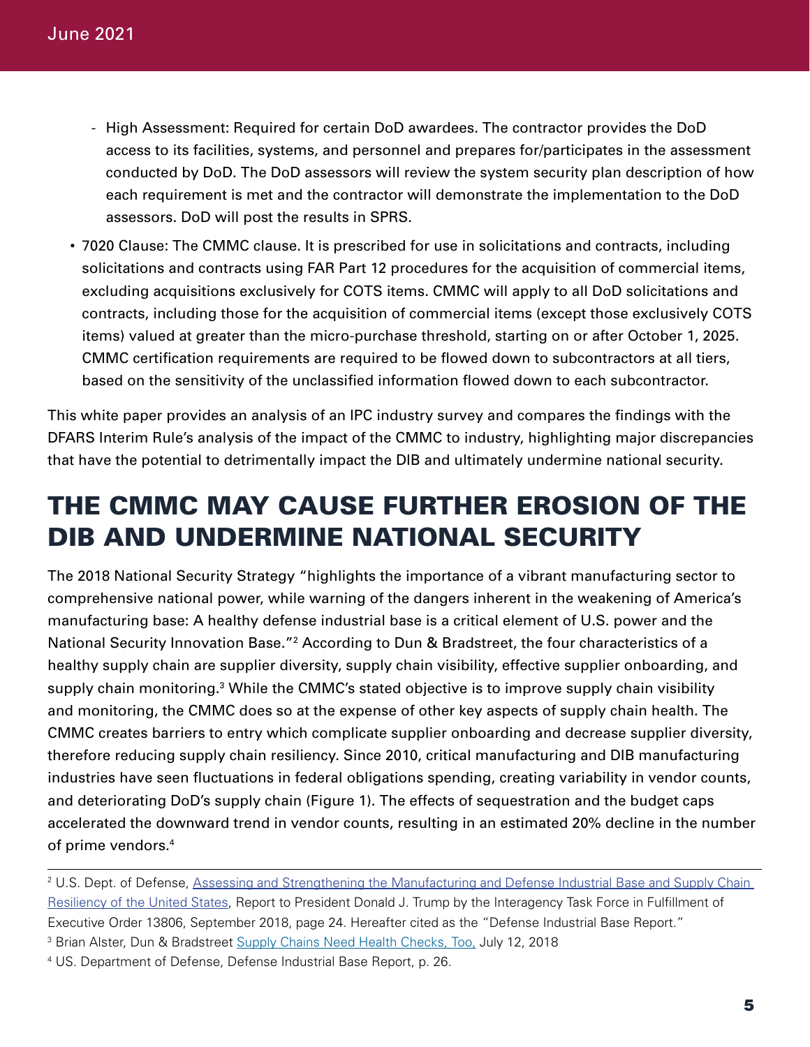- High Assessment: Required for certain DoD awardees. The contractor provides the DoD access to its facilities, systems, and personnel and prepares for/participates in the assessment conducted by DoD. The DoD assessors will review the system security plan description of how each requirement is met and the contractor will demonstrate the implementation to the DoD assessors. DoD will post the results in SPRS.

- 7020 Clause: The CMMC clause. It is prescribed for use in solicitations and contracts, including solicitations and contracts using FAR Part 12 procedures for the acquisition of commercial items, excluding acquisitions exclusively for COTS items. CMMC will apply to all DoD solicitations and contracts, including those for the acquisition of commercial items (except those exclusively COTS items) valued at greater than the micro-purchase threshold, starting on or after October 1, 2025. CMMC certification requirements are required to be flowed down to subcontractors at all tiers, based on the sensitivity of the unclassified information flowed down to each subcontractor.

This white paper provides an analysis of an IPC industry survey and compares the findings with the DFARS Interim Rule's analysis of the impact of the CMMC to industry, highlighting major discrepancies that have the potential to detrimentally impact the DIB and ultimately undermine national security.

## THE CMMC MAY CAUSE FURTHER EROSION OF THE DIB AND UNDERMINE NATIONAL SECURITY

The 2018 National Security Strategy "highlights the importance of a vibrant manufacturing sector to comprehensive national power, while warning of the dangers inherent in the weakening of America's manufacturing base: A healthy defense industrial base is a critical element of U.S. power and the National Security Innovation Base."[2] According to Dun & Bradstreet, the four characteristics of a healthy supply chain are supplier diversity, supply chain visibility, effective supplier onboarding, and supply chain monitoring.[3] While the CMMC's stated objective is to improve supply chain visibility and monitoring, the CMMC does so at the expense of other key aspects of supply chain health. The CMMC creates barriers to entry which complicate supplier onboarding and decrease supplier diversity, therefore reducing supply chain resiliency. Since 2010, critical manufacturing and DIB manufacturing industries have seen fluctuations in federal obligations spending, creating variability in vendor counts, and deteriorating DoD's supply chain (Figure 1). The effects of sequestration and the budget caps accelerated the downward trend in vendor counts, resulting in an estimated 20% decline in the number of prime vendors.[4]

---

[2] U.S. Dept. of Defense, Assessing and Strengthening the Manufacturing and Defense Industrial Base and Supply Chain Resiliency of the United States, Report to President Donald J. Trump by the Interagency Task Force in Fulfillment of Executive Order 13806, September 2018, page 24. Hereafter cited as the "Defense Industrial Base Report."

[3] Brian Alster, Dun & Bradstreet Supply Chains Need Health Checks, Too, July 12, 2018

[4] US. Department of Defense, Defense Industrial Base Report, p. 26.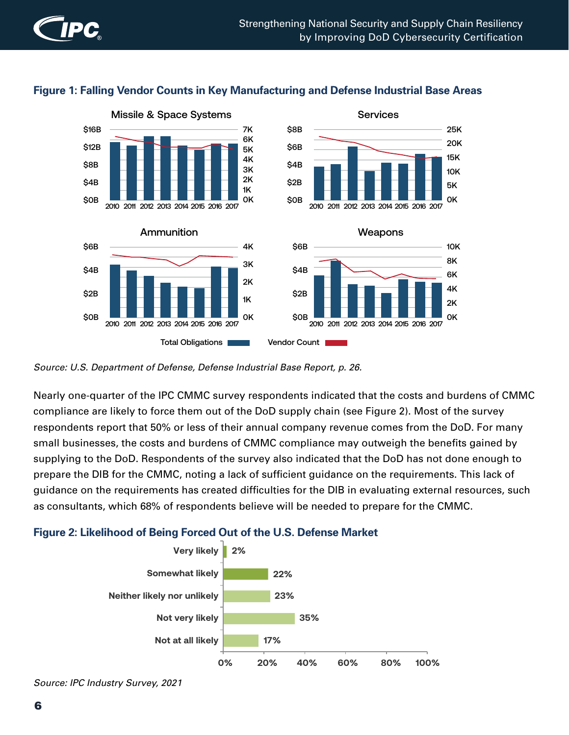### Figure 1: Falling Vendor Counts in Key Manufacturing and Defense Industrial Base Areas

Missile & Space Systems

$16B
$12B
$8B
$4B
$0B

7K
6K
5K
4K
3K
2K
1K
0K

2010 2011 2012 2013 2014 2015 2016 2017

Services

$8B
$6B
$4B
$2B
$0B

25K
20K
15K
10K
5K
0K

2010 2011 2012 2013 2014 2015 2016 2017

Ammunition

$6B
$4B
$2B
$0B

4K
3K
2K
1K
0K

2010 2011 2012 2013 2014 2015 2016 2017

Weapons

$6B
$4B
$2B
$0B

10K
8K
6K
4K
2K
0K

2010 2011 2012 2013 2014 2015 2016 2017

Total Obligations
Vendor Count

*Source: U.S. Department of Defense, Defense Industrial Base Report, p. 26.*

Nearly one-quarter of the IPC CMMC survey respondents indicated that the costs and burdens of CMMC compliance are likely to force them out of the DoD supply chain (see Figure 2). Most of the survey respondents report that 50% or less of their annual company revenue comes from the DoD. For many small businesses, the costs and burdens of CMMC compliance may outweigh the benefits gained by supplying to the DoD. Respondents of the survey also indicated that the DoD has not done enough to prepare the DIB for the CMMC, noting a lack of sufficient guidance on the requirements. This lack of guidance on the requirements has created difficulties for the DIB in evaluating external resources, such as consultants, which 68% of respondents believe will be needed to prepare for the CMMC.

### Figure 2: Likelihood of Being Forced Out of the U.S. Defense Market

Very likely 2%
Somewhat likely 22%
Neither likely nor unlikely 23%
Not very likely 35%
Not at all likely 17%

0% 20% 40% 60% 80% 100%

*Source: IPC Industry Survey, 2021*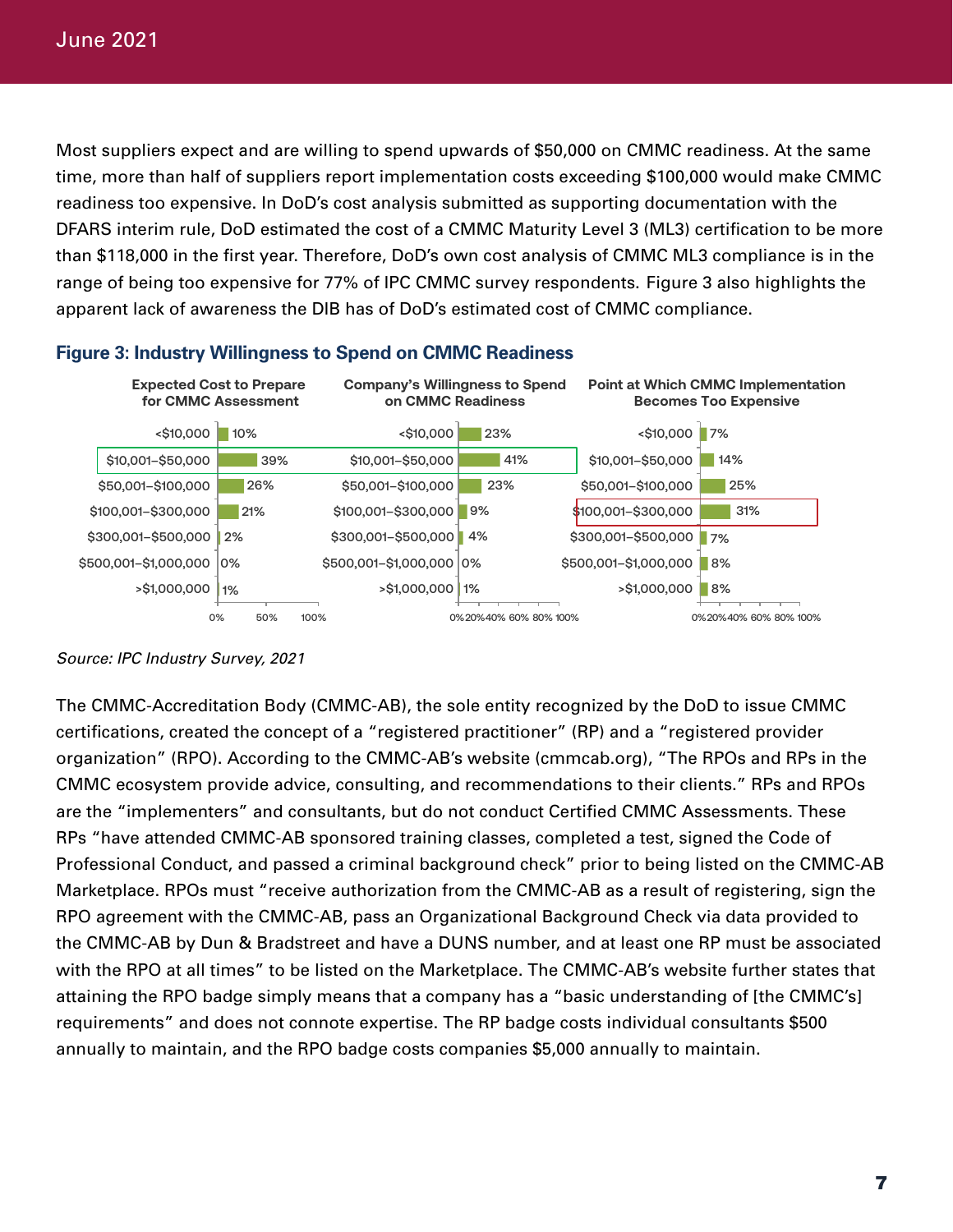Most suppliers expect and are willing to spend upwards of $50,000 on CMMC readiness. At the same time, more than half of suppliers report implementation costs exceeding $100,000 would make CMMC readiness too expensive. In DoD's cost analysis submitted as supporting documentation with the DFARS interim rule, DoD estimated the cost of a CMMC Maturity Level 3 (ML3) certification to be more than $118,000 in the first year. Therefore, DoD's own cost analysis of CMMC ML3 compliance is in the range of being too expensive for 77% of IPC CMMC survey respondents. Figure 3 also highlights the apparent lack of awareness the DIB has of DoD's estimated cost of CMMC compliance.

### Figure 3: Industry Willingness to Spend on CMMC Readiness

| | Expected Cost to Prepare for CMMC Assessment | Company's Willingness to Spend on CMMC Readiness | Point at Which CMMC Implementation Becomes Too Expensive |
|---|---|---|---|
| <$10,000 | 10% | 23% | 7% |
| $10,001–$50,000 | 39% | 41% | 14% |
| $50,001–$100,000 | 26% | 23% | 25% |
| $100,001–$300,000 | 21% | 9% | 31% |
| $300,001–$500,000 | 2% | 4% | 7% |
| $500,001–$1,000,000 | 0% | 0% | 8% |
| >$1,000,000 | 1% | 1% | 8% |

*Source: IPC Industry Survey, 2021*

The CMMC-Accreditation Body (CMMC-AB), the sole entity recognized by the DoD to issue CMMC certifications, created the concept of a "registered practitioner" (RP) and a "registered provider organization" (RPO). According to the CMMC-AB's website (cmmcab.org), "The RPOs and RPs in the CMMC ecosystem provide advice, consulting, and recommendations to their clients." RPs and RPOs are the "implementers" and consultants, but do not conduct Certified CMMC Assessments. These RPs "have attended CMMC-AB sponsored training classes, completed a test, signed the Code of Professional Conduct, and passed a criminal background check" prior to being listed on the CMMC-AB Marketplace. RPOs must "receive authorization from the CMMC-AB as a result of registering, sign the RPO agreement with the CMMC-AB, pass an Organizational Background Check via data provided to the CMMC-AB by Dun & Bradstreet and have a DUNS number, and at least one RP must be associated with the RPO at all times" to be listed on the Marketplace. The CMMC-AB's website further states that attaining the RPO badge simply means that a company has a "basic understanding of [the CMMC's] requirements" and does not connote expertise. The RP badge costs individual consultants $500 annually to maintain, and the RPO badge costs companies $5,000 annually to maintain.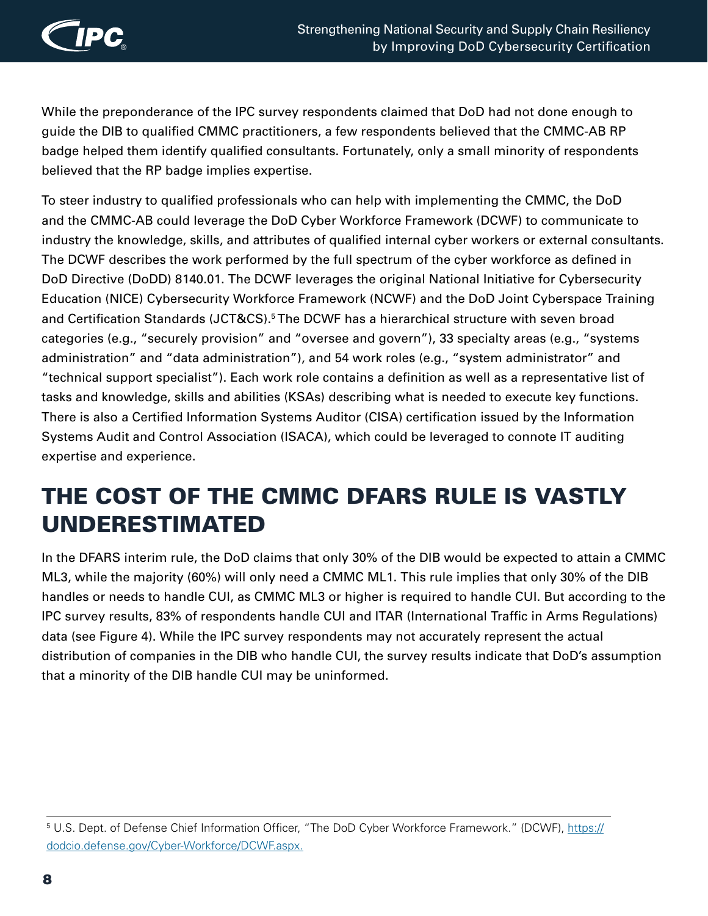While the preponderance of the IPC survey respondents claimed that DoD had not done enough to guide the DIB to qualified CMMC practitioners, a few respondents believed that the CMMC-AB RP badge helped them identify qualified consultants. Fortunately, only a small minority of respondents believed that the RP badge implies expertise.

To steer industry to qualified professionals who can help with implementing the CMMC, the DoD and the CMMC-AB could leverage the DoD Cyber Workforce Framework (DCWF) to communicate to industry the knowledge, skills, and attributes of qualified internal cyber workers or external consultants. The DCWF describes the work performed by the full spectrum of the cyber workforce as defined in DoD Directive (DoDD) 8140.01. The DCWF leverages the original National Initiative for Cybersecurity Education (NICE) Cybersecurity Workforce Framework (NCWF) and the DoD Joint Cyberspace Training and Certification Standards (JCT&CS).[5] The DCWF has a hierarchical structure with seven broad categories (e.g., "securely provision" and "oversee and govern"), 33 specialty areas (e.g., "systems administration" and "data administration"), and 54 work roles (e.g., "system administrator" and "technical support specialist"). Each work role contains a definition as well as a representative list of tasks and knowledge, skills and abilities (KSAs) describing what is needed to execute key functions. There is also a Certified Information Systems Auditor (CISA) certification issued by the Information Systems Audit and Control Association (ISACA), which could be leveraged to connote IT auditing expertise and experience.

## THE COST OF THE CMMC DFARS RULE IS VASTLY UNDERESTIMATED

In the DFARS interim rule, the DoD claims that only 30% of the DIB would be expected to attain a CMMC ML3, while the majority (60%) will only need a CMMC ML1. This rule implies that only 30% of the DIB handles or needs to handle CUI, as CMMC ML3 or higher is required to handle CUI. But according to the IPC survey results, 83% of respondents handle CUI and ITAR (International Traffic in Arms Regulations) data (see Figure 4). While the IPC survey respondents may not accurately represent the actual distribution of companies in the DIB who handle CUI, the survey results indicate that DoD's assumption that a minority of the DIB handle CUI may be uninformed.

[5] U.S. Dept. of Defense Chief Information Officer, "The DoD Cyber Workforce Framework." (DCWF), https://dodcio.defense.gov/Cyber-Workforce/DCWF.aspx.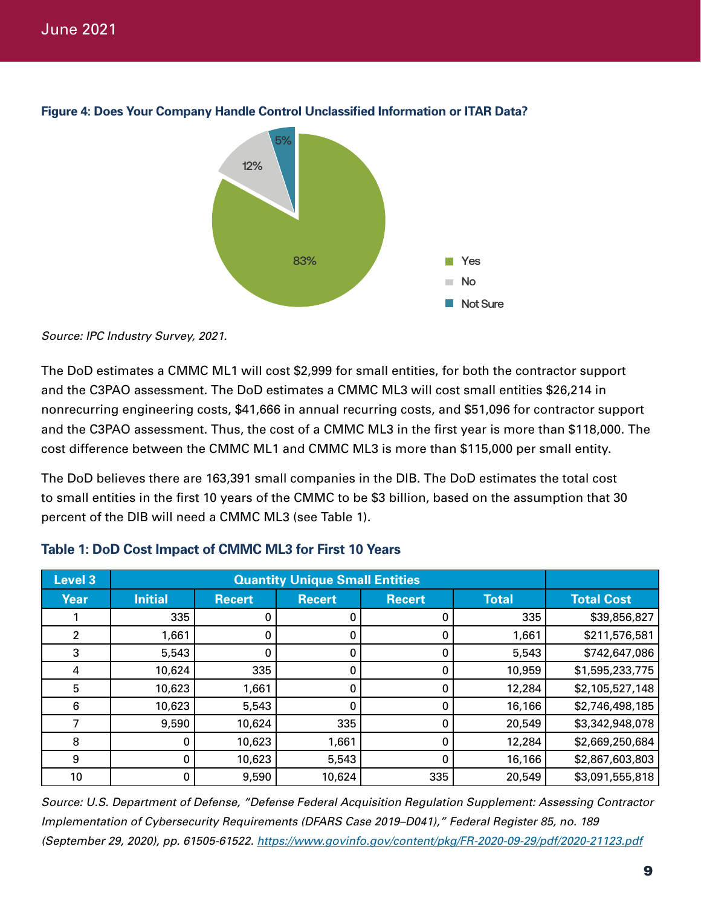**Figure 4: Does Your Company Handle Control Unclassified Information or ITAR Data?**

5%
12%
83%

Yes
No
Not Sure

*Source: IPC Industry Survey, 2021.*

The DoD estimates a CMMC ML1 will cost $2,999 for small entities, for both the contractor support and the C3PAO assessment. The DoD estimates a CMMC ML3 will cost small entities $26,214 in nonrecurring engineering costs, $41,666 in annual recurring costs, and $51096 for contractor support and the C3PAO assessment. Thus, the cost of a CMMC ML3 in the first year is more than $118,000. The cost difference between the CMMC ML1 and CMMC ML3 is more than $115,000 per small entity.

The DoD believes there are 163,391 small companies in the DIB. The DoD estimates the total cost to small entities in the first 10 years of the CMMC to be $3 billion, based on the assumption that 30 percent of the DIB will need a CMMC ML3 (see Table 1).

**Table 1: DoD Cost Impact of CMMC ML3 for First 10 Years**

| Level 3 | Quantity Unique Small Entities | | | | | |
|---|---|---|---|---|---|---|
| Year | Initial | Recert | Recert | Recert | Total | Total Cost |
| 1 | 335 | 0 | 0 | 0 | 335 | $39,856,827 |
| 2 | 1,661 | 0 | 0 | 0 | 1,661 | $211,576,581 |
| 3 | 5,543 | 0 | 0 | 0 | 5,543 | $742,647,086 |
| 4 | 10,624 | 335 | 0 | 0 | 10,959 | $1,595,233,775 |
| 5 | 10,623 | 1,661 | 0 | 0 | 12,284 | $2,105,527,148 |
| 6 | 10,623 | 5,543 | 0 | 0 | 16,166 | $2,746,498,185 |
| 7 | 9,590 | 10,624 | 335 | 0 | 20,549 | $3,342,948,078 |
| 8 | 0 | 10,623 | 1,661 | 0 | 12,284 | $2,669,250,684 |
| 9 | 0 | 10,623 | 5,543 | 0 | 16,166 | $2,867,603,803 |
| 10 | 0 | 9,590 | 10,624 | 335 | 20,549 | $3,091,555,818 |

*Source: U.S. Department of Defense, "Defense Federal Acquisition Regulation Supplement: Assessing Contractor Implementation of Cybersecurity Requirements (DFARS Case 2019–D041)," Federal Register 85, no. 189 (September 29, 2020), pp. 61505-61522. https://www.govinfo.gov/content/pkg/FR-2020-09-29/pdf/2020-21123.pdf*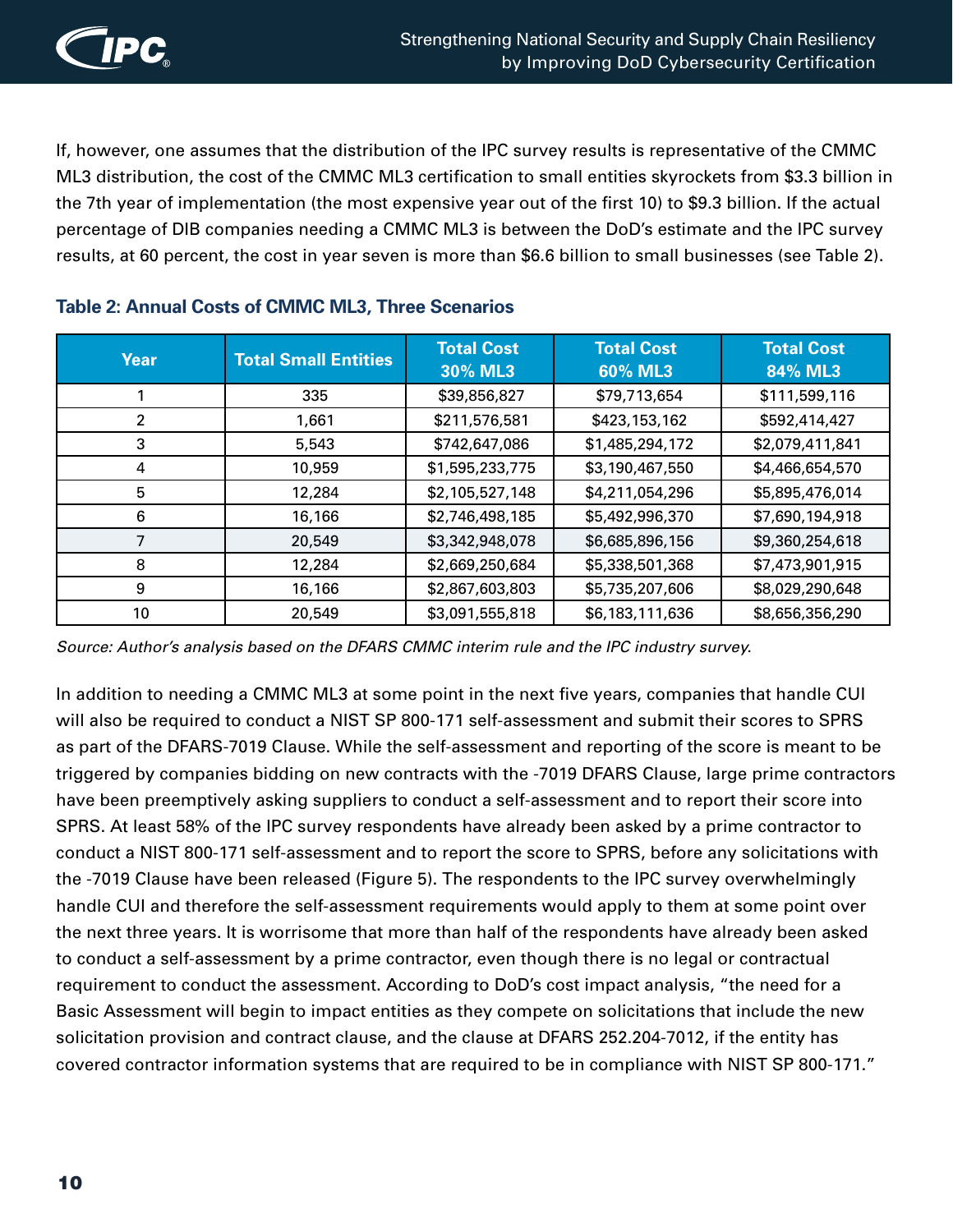If, however, one assumes that the distribution of the IPC survey results is representative of the CMMC ML3 distribution, the cost of the CMMC ML3 certification to small entities skyrockets from $3.3 billion in the 7th year of implementation (the most expensive year out of the first 10) to $9.3 billion. If the actual percentage of DIB companies needing a CMMC ML3 is between the DoD's estimate and the IPC survey results, at 60 percent, the cost in year seven is more than $6.6 billion to small businesses (see Table 2).

### Table 2: Annual Costs of CMMC ML3, Three Scenarios

| Year | Total Small Entities | Total Cost 30% ML3 | Total Cost 60% ML3 | Total Cost 84% ML3 |
|---|---|---|---|---|
| 1 | 335 | $39,856,827 | $79,713,654 | $111,599,116 |
| 2 | 1,661 | $211,576,581 | $423,153,162 | $592,414,427 |
| 3 | 5,543 | $742,647,086 | $1,485,294,172 | $2,079,411,841 |
| 4 | 10,959 | $1,595,233,775 | $3,190,467,550 | $4,466,654,570 |
| 5 | 12,284 | $2,105,527,148 | $4,211,054,296 | $5,895,476,014 |
| 6 | 16,166 | $2,746,498,185 | $5,492,996,370 | $7,690,194,918 |
| 7 | 20,549 | $3,342,948,078 | $6,685,896,156 | $9,360,254,618 |
| 8 | 12,284 | $2,669,250,684 | $5,338,501,368 | $7,473,901,915 |
| 9 | 16,166 | $2,867,603,803 | $5,735,207,606 | $8,029,290,648 |
| 10 | 20,549 | $3,091,555,818 | $6,183,111,636 | $8,656,356,290 |

*Source: Author's analysis based on the DFARS CMMC interim rule and the IPC industry survey.*

In addition to needing a CMMC ML3 at some point in the next five years, companies that handle CUI will also be required to conduct a NIST SP 800-171 self-assessment and submit their scores to SPRS as part of the DFARS-7019 Clause. While the self-assessment and reporting of the score is meant to be triggered by companies bidding on new contracts with the -7019 DFARS Clause, large prime contractors have been preemptively asking suppliers to conduct a self-assessment and to report their score into SPRS. At least 58% of the IPC survey respondents have already been asked by a prime contractor to conduct a NIST 800-171 self-assessment and to report the score to SPRS, before any solicitations with the -7019 Clause have been released (Figure 5). The respondents to the IPC survey overwhelmingly handle CUI and therefore the self-assessment requirements would apply to them at some point over the next three years. It is worrisome that more than half of the respondents have already been asked to conduct a self-assessment by a prime contractor, even though there is no legal or contractual requirement to conduct the assessment. According to DoD's cost impact analysis, "the need for a Basic Assessment will begin to impact entities as they compete on solicitations that include the new solicitation provision and contract clause, and the clause at DFARS 252.204-7012, if the entity has covered contractor information systems that are required to be in compliance with NIST SP 800-171."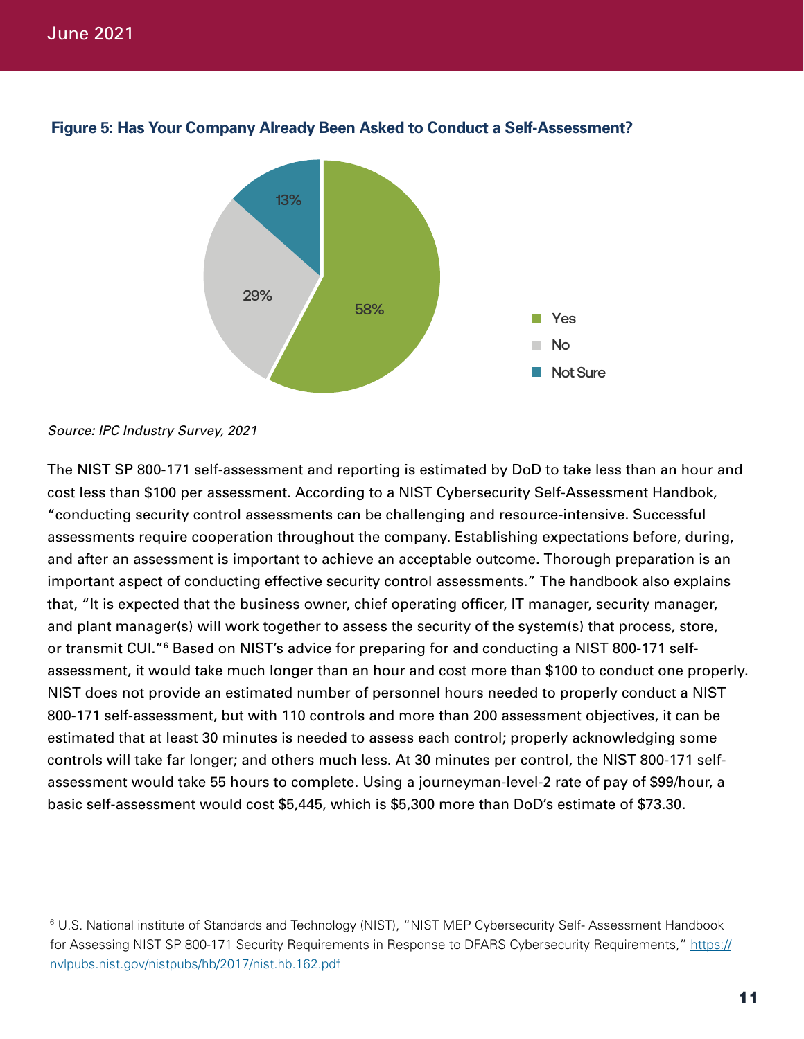**Figure 5: Has Your Company Already Been Asked to Conduct a Self-Assessment?**

13%

29%

58%

Yes

No

Not Sure

*Source: IPC Industry Survey, 2021*

The NIST SP 800-171 self-assessment and reporting is estimated by DoD to take less than an hour and cost less than $100 per assessment. According to a NIST Cybersecurity Self-Assessment Handbok, "conducting security control assessments can be challenging and resource-intensive. Successful assessments require cooperation throughout the company. Establishing expectations before, during, and after an assessment is important to achieve an acceptable outcome. Thorough preparation is an important aspect of conducting effective security control assessments." The handbook also explains that, "It is expected that the business owner, chief operating officer, IT manager, security manager, and plant manager(s) will work together to assess the security of the system(s) that process, store, or transmit CUI."[6] Based on NIST's advice for preparing for and conducting a NIST 800-171 self-assessment, it would take much longer than an hour and cost more than $100 to conduct one properly. NIST does not provide an estimated number of personnel hours needed to properly conduct a NIST 800-171 self-assessment, but with 110 controls and more than 200 assessment objectives, it can be estimated that at least 30 minutes is needed to assess each control; properly acknowledging some controls will take far longer; and others much less. At 30 minutes per control, the NIST 800-171 self-assessment would take 55 hours to complete. Using a journeyman-level-2 rate of pay of $99/hour, a basic self-assessment would cost $5,445, which is $5,300 more than DoD's estimate of $73.30.

[6] U.S. National institute of Standards and Technology (NIST), "NIST MEP Cybersecurity Self- Assessment Handbook for Assessing NIST SP 800-171 Security Requirements in Response to DFARS Cybersecurity Requirements," https://nvlpubs.nist.gov/nistpubs/hb/2017/nist.hb.162.pdf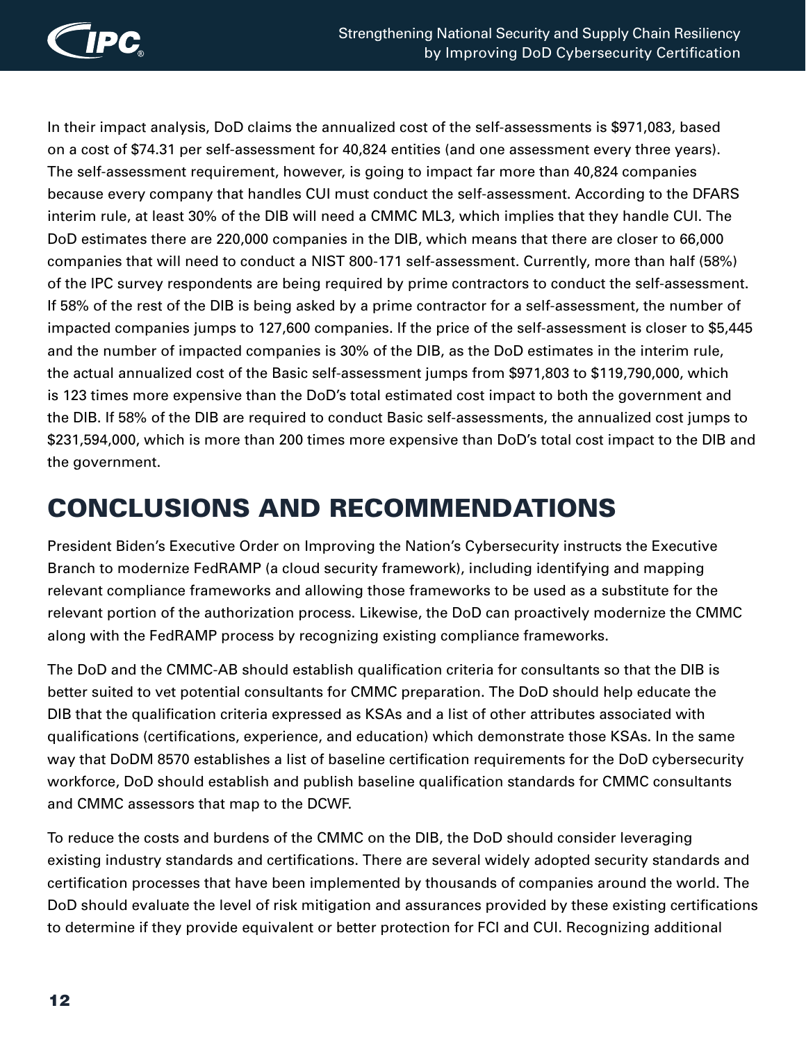In their impact analysis, DoD claims the annualized cost of the self-assessments is $971,083, based on a cost of $74.31 per self-assessment for 40,824 entities (and one assessment every three years). The self-assessment requirement, however, is going to impact far more than 40,824 companies because every company that handles CUI must conduct the self-assessment. According to the DFARS interim rule, at least 30% of the DIB will need a CMMC ML3, which implies that they handle CUI. The DoD estimates there are 220,000 companies in the DIB, which means that there are closer to 66,000 companies that will need to conduct a NIST 800-171 self-assessment. Currently, more than half (58%) of the IPC survey respondents are being required by prime contractors to conduct the self-assessment. If 58% of the rest of the DIB is being asked by a prime contractor for a self-assessment, the number of impacted companies jumps to 127,600 companies. If the price of the self-assessment is closer to $5,445 and the number of impacted companies is 30% of the DIB, as the DoD estimates in the interim rule, the actual annualized cost of the Basic self-assessment jumps from $971,803 to $119,790,000, which is 123 times more expensive than the DoD's total estimated cost impact to both the government and the DIB. If 58% of the DIB are required to conduct Basic self-assessments, the annualized cost jumps to $231,594,000, which is more than 200 times more expensive than DoD's total cost impact to the DIB and the government.

# CONCLUSIONS AND RECOMMENDATIONS

President Biden's Executive Order on Improving the Nation's Cybersecurity instructs the Executive Branch to modernize FedRAMP (a cloud security framework), including identifying and mapping relevant compliance frameworks and allowing those frameworks to be used as a substitute for the relevant portion of the authorization process. Likewise, the DoD can proactively modernize the CMMC along with the FedRAMP process by recognizing existing compliance frameworks.

The DoD and the CMMC-AB should establish qualification criteria for consultants so that the DIB is better suited to vet potential consultants for CMMC preparation. The DoD should help educate the DIB that the qualification criteria expressed as KSAs and a list of other attributes associated with qualifications (certifications, experience, and education) which demonstrate those KSAs. In the same way that DoDM 8570 establishes a list of baseline certification requirements for the DoD cybersecurity workforce, DoD should establish and publish baseline qualification standards for CMMC consultants and CMMC assessors that map to the DCWF.

To reduce the costs and burdens of the CMMC on the DIB, the DoD should consider leveraging existing industry standards and certifications. There are several widely adopted security standards and certification processes that have been implemented by thousands of companies around the world. The DoD should evaluate the level of risk mitigation and assurances provided by these existing certifications to determine if they provide equivalent or better protection for FCI and CUI. Recognizing additional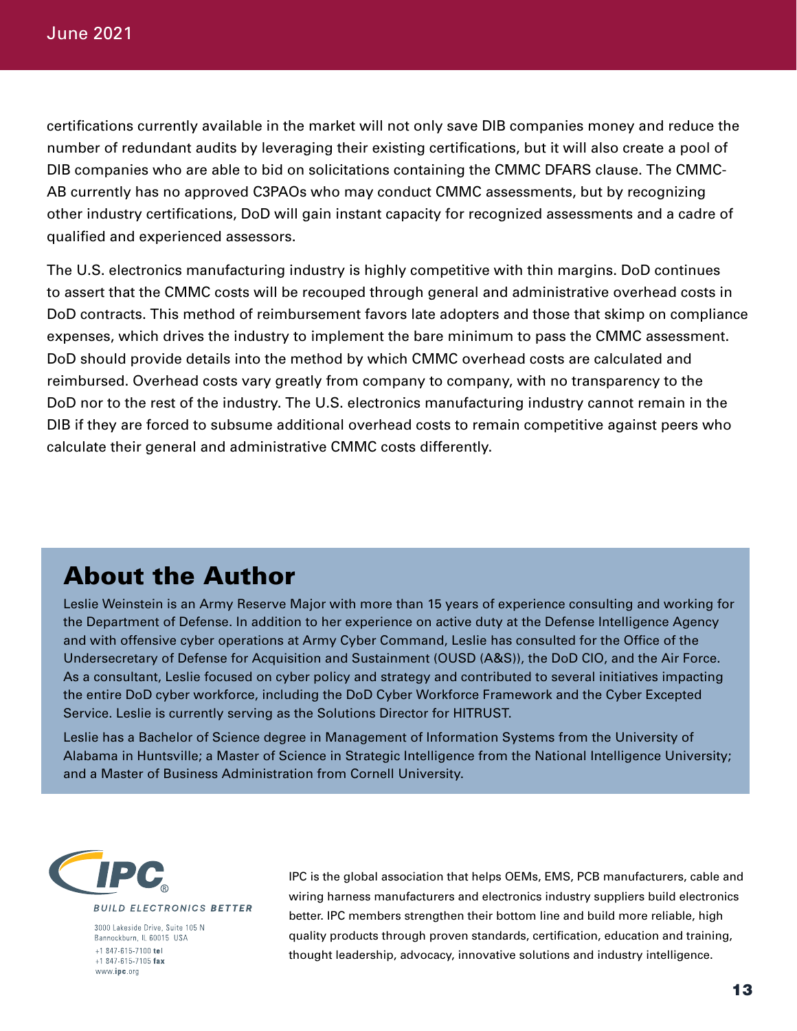certifications currently available in the market will not only save DIB companies money and reduce the number of redundant audits by leveraging their existing certifications, but it will also create a pool of DIB companies who are able to bid on solicitations containing the CMMC DFARS clause. The CMMC-AB currently has no approved C3PAOs who may conduct CMMC assessments, but by recognizing other industry certifications, DoD will gain instant capacity for recognized assessments and a cadre of qualified and experienced assessors.

The U.S. electronics manufacturing industry is highly competitive with thin margins. DoD continues to assert that the CMMC costs will be recouped through general and administrative overhead costs in DoD contracts. This method of reimbursement favors late adopters and those that skimp on compliance expenses, which drives the industry to implement the bare minimum to pass the CMMC assessment. DoD should provide details into the method by which CMMC overhead costs are calculated and reimbursed. Overhead costs vary greatly from company to company, with no transparency to the DoD nor to the rest of the industry. The U.S. electronics manufacturing industry cannot remain in the DIB if they are forced to subsume additional overhead costs to remain competitive against peers who calculate their general and administrative CMMC costs differently.

## About the Author

Leslie Weinstein is an Army Reserve Major with more than 15 years of experience consulting and working for the Department of Defense. In addition to her experience on active duty at the Defense Intelligence Agency and with offensive cyber operations at Army Cyber Command, Leslie has consulted for the Office of the Undersecretary of Defense for Acquisition and Sustainment (OUSD (A&S)), the DoD CIO, and the Air Force. As a consultant, Leslie focused on cyber policy and strategy and contributed to several initiatives impacting the entire DoD cyber workforce, including the DoD Cyber Workforce Framework and the Cyber Excepted Service. Leslie is currently serving as the Solutions Director for HITRUST.

Leslie has a Bachelor of Science degree in Management of Information Systems from the University of Alabama in Huntsville; a Master of Science in Strategic Intelligence from the National Intelligence University; and a Master of Business Administration from Cornell University.

IPC®

BUILD ELECTRONICS BETTER

3000 Lakeside Drive, Suite 105 N
Bannockburn, IL 60015 USA
+1 847-615-7100 **tel**
+1 847-615-7105 **fax**
www.**ipc**.org

IPC is the global association that helps OEMs, EMS, PCB manufacturers, cable and wiring harness manufacturers and electronics industry suppliers build electronics better. IPC members strengthen their bottom line and build more reliable, high quality products through proven standards, certification, education and training, thought leadership, advocacy, innovative solutions and industry intelligence.